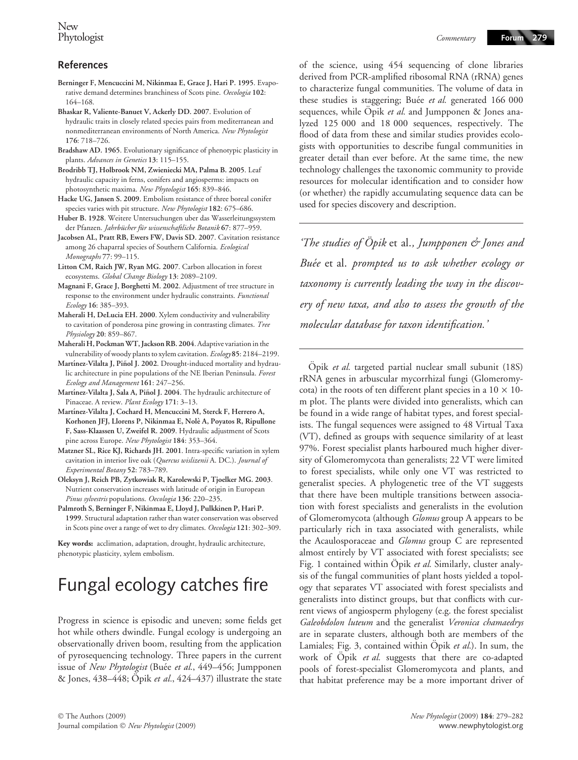## References

**Berninger F, Mencuccini M, Nikinmaa E, Grace J, Hari P. 1995.** Evaporative demand determines branchiness of Scots pine. *Oecologia* **102**: 164–168.

**Bhaskar R, Valiente-Banuet V, Ackerly DD. 2007.** Evolution of hydraulic traits in closely related species pairs from mediterranean and nonmediterranean environments of North America. *New Phytologist* **176**: 718–726.

**Bradshaw AD. 1965.** Evolutionary significance of phenotypic plasticity in plants. *Advances in Genetics* **13**: 115–155.

**Brodribb TJ, Holbrook NM, Zwieniecki MA, Palma B. 2005.** Leaf hydraulic capacity in ferns, conifers and angiosperms: impacts on photosynthetic maxima. *New Phytologist* **165**: 839–846.

**Hacke UG, Jansen S. 2009.** Embolism resistance of three boreal conifer species varies with pit structure. *New Phytologist* **182**: 675–686.

**Huber B. 1928.** Weitere Untersuchungen uber das Wasserleitungssystem der Pfanzen. *Jahrbücher für wissenschaftliche Botanik* **67**: 877–959.

**Jacobsen AL, Pratt RB, Ewers FW, Davis SD. 2007.** Cavitation resistance among 26 chaparral species of Southern California. *Ecological Monographs* **77**: 99–115.

**Litton CM, Raich JW, Ryan MG. 2007.** Carbon allocation in forest ecosystems. *Global Change Biology* **13**: 2089–2109.

**Magnani F, Grace J, Borghetti M. 2002.** Adjustment of tree structure in response to the environment under hydraulic constraints. *Functional Ecology* **16**: 385–393.

**Maherali H, DeLucia EH. 2000.** Xylem conductivity and vulnerability to cavitation of ponderosa pine growing in contrasting climates. *Tree Physiology* **20**: 859–867.

**Maherali H, Pockman WT, Jackson RB. 2004.** Adaptive variation in the vulnerability of woody plants to xylem cavitation. *Ecology* **85**: 2184–2199.

**Martínez-Vilalta J, Piñol J. 2002.** Drought-induced mortality and hydraulic architecture in pine populations of the NE Iberian Peninsula. *Forest Ecology and Management* **161**: 247–256.

**Martínez-Vilalta J, Sala A, Piñol J. 2004.** The hydraulic architecture of Pinaceae. A review. *Plant Ecology* **171**: 3–13.

**Martínez-Vilalta J, Cochard H, Mencuccini M, Sterck F, Herrero A, Korhonen JFJ, Llorens P, Nikinmaa E, Nolè A, Poyatos R, Ripullone F, Sass-Klaassen U, Zweifel R. 2009.** Hydraulic adjustment of Scots pine across Europe. *New Phytologist* **184**: 353–364.

**Matzner SL, Rice KJ, Richards JH. 2001.** Intra-specific variation in xylem cavitation in interior live oak (*Quercus wislizenii* A. DC.). *Journal of Experimental Botany* **52**: 783–789.

**Oleksyn J, Reich PB, Zytkowiak R, Karolewski P, Tjoelker MG. 2003.** Nutrient conservation increases with latitude of origin in European *Pinus sylvestris* populations. *Oecologia* **136**: 220–235.

**Palmroth S, Berninger F, Nikinmaa E, Lloyd J, Pulkkinen P, Hari P. 1999.** Structural adaptation rather than water conservation was observed in Scots pine over a range of wet to dry climates. *Oecologia* **121**: 302–309.

**Key words:** acclimation, adaptation, drought, hydraulic architecture, phenotypic plasticity, xylem embolism.

# Fungal ecology catches fire

Progress in science is episodic and uneven; some fields get hot while others dwindle. Fungal ecology is undergoing an observationally driven boom, resulting from the application of pyrosequencing technology. Three papers in the current issue of *New Phytologist* (Buée *et al.*, 449–456; Jumpponen & Jones, 438–448; Öpik *et al.*, 424–437) illustrate the state of the science, using 454 sequencing of clone libraries derived from PCR-amplified ribosomal RNA (rRNA) genes to characterize fungal communities. The volume of data in these studies is staggering; Buée *et al.* generated 166 000 sequences, while Öpik *et al.* and Jumpponen & Jones analyzed 125 000 and 18 000 sequences, respectively. The flood of data from these and similar studies provides ecologists with opportunities to describe fungal communities in greater detail than ever before. At the same time, the new technology challenges the taxonomic community to provide resources for molecular identification and to consider how (or whether) the rapidly accumulating sequence data can be used for species discovery and description.

> *'The studies of Öpik* et al.*, Jumpponen & Jones and Buée* et al. *prompted us to ask whether ecology or taxonomy is currently leading the way in the discovery of new taxa, and also to assess the growth of the molecular database for taxon identification.'*

Öpik *et al.* targeted partial nuclear small subunit (18S) rRNA genes in arbuscular mycorrhizal fungi (Glomeromycota) in the roots of ten different plant species in a 10 × 10-m plot. The plants were divided into generalists, which can be found in a wide range of habitat types, and forest specialists. The fungal sequences were assigned to 48 Virtual Taxa (VT), defined as groups with sequence similarity of at least 97%. Forest specialist plants harboured much higher diversity of Glomeromycota than generalists; 22 VT were limited to forest specialists, while only one VT was restricted to generalist species. A phylogenetic tree of the VT suggests that there have been multiple transitions between association with forest specialists and generalists in the evolution of Glomeromycota (although *Glomus* group A appears to be particularly rich in taxa associated with generalists, while the Acaulosporaceae and *Glomus* group C are represented almost entirely by VT associated with forest specialists; see Fig. 1 contained within Öpik *et al.* Similarly, cluster analysis of the fungal communities of plant hosts yielded a topology that separates VT associated with forest specialists and generalists into distinct groups, but that conflicts with current views of angiosperm phylogeny (e.g. the forest specialist *Galeobdolon luteum* and the generalist *Veronica chamaedrys* are in separate clusters, although both are members of the Lamiales; Fig. 3, contained within Öpik *et al.*). In sum, the work of Öpik *et al.* suggests that there are co-adapted pools of forest-specialist Glomeromycota and plants, and that habitat preference may be a more important driver of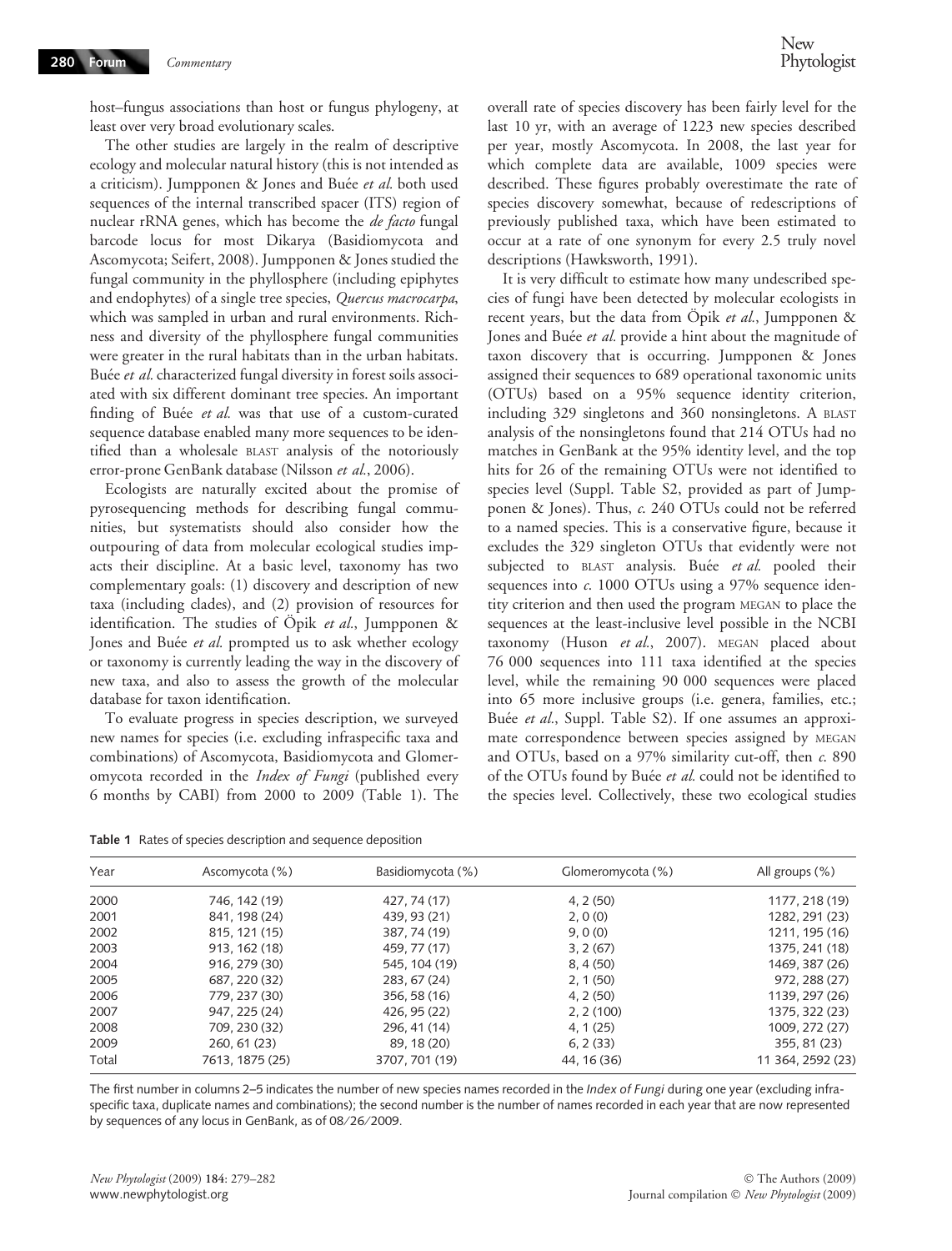host–fungus associations than host or fungus phylogeny, at least over very broad evolutionary scales.

The other studies are largely in the realm of descriptive ecology and molecular natural history (this is not intended as a criticism). Jumpponen & Jones and Buée *et al.* both used sequences of the internal transcribed spacer (ITS) region of nuclear rRNA genes, which has become the *de facto* fungal barcode locus for most Dikarya (Basidiomycota and Ascomycota; Seifert, 2008). Jumpponen & Jones studied the fungal community in the phyllosphere (including epiphytes and endophytes) of a single tree species, *Quercus macrocarpa*, which was sampled in urban and rural environments. Richness and diversity of the phyllosphere fungal communities were greater in the rural habitats than in the urban habitats. Buée *et al.* characterized fungal diversity in forest soils associated with six different dominant tree species. An important finding of Buée *et al.* was that use of a custom-curated sequence database enabled many more sequences to be identified than a wholesale BLAST analysis of the notoriously error-prone GenBank database (Nilsson *et al.*, 2006).

Ecologists are naturally excited about the promise of pyrosequencing methods for describing fungal communities, but systematists should also consider how the outpouring of data from molecular ecological studies impacts their discipline. At a basic level, taxonomy has two complementary goals: (1) discovery and description of new taxa (including clades), and (2) provision of resources for identification. The studies of Öpik *et al.*, Jumpponen & Jones and Buée *et al.* prompted us to ask whether ecology or taxonomy is currently leading the way in the discovery of new taxa, and also to assess the growth of the molecular database for taxon identification.

To evaluate progress in species description, we surveyed new names for species (i.e. excluding infraspecific taxa and combinations) of Ascomycota, Basidiomycota and Glomeromycota recorded in the *Index of Fungi* (published every 6 months by CABI) from 2000 to 2009 (Table 1). The overall rate of species discovery has been fairly level for the last 10 yr, with an average of 1223 new species described per year, mostly Ascomycota. In 2008, the last year for which complete data are available, 1009 species were described. These figures probably overestimate the rate of species discovery somewhat, because of redescriptions of previously published taxa, which have been estimated to occur at a rate of one synonym for every 2.5 truly novel descriptions (Hawksworth, 1991).

It is very difficult to estimate how many undescribed species of fungi have been detected by molecular ecologists in recent years, but the data from Öpik *et al.*, Jumpponen & Jones and Buée *et al.* provide a hint about the magnitude of taxon discovery that is occurring. Jumpponen & Jones assigned their sequences to 689 operational taxonomic units (OTUs) based on a 95% sequence identity criterion, including 329 singletons and 360 nonsingletons. A BLAST analysis of the nonsingletons found that 214 OTUs had no matches in GenBank at the 95% identity level, and the top hits for 26 of the remaining OTUs were not identified to species level (Suppl. Table S2, provided as part of Jumpponen & Jones). Thus, *c.* 240 OTUs could not be referred to a named species. This is a conservative figure, because it excludes the 329 singleton OTUs that evidently were not subjected to BLAST analysis. Buée *et al.* pooled their sequences into *c.* 1000 OTUs using a 97% sequence identity criterion and then used the program MEGAN to place the sequences at the least-inclusive level possible in the NCBI taxonomy (Huson *et al.*, 2007). MEGAN placed about 76 000 sequences into 111 taxa identified at the species level, while the remaining 90 000 sequences were placed into 65 more inclusive groups (i.e. genera, families, etc.; Buée *et al.*, Suppl. Table S2). If one assumes an approximate correspondence between species assigned by MEGAN and OTUs, based on a 97% similarity cut-off, then *c.* 890 of the OTUs found by Buée *et al.* could not be identified to the species level. Collectively, these two ecological studies

**Table 1** Rates of species description and sequence deposition

| Year | Ascomycota (%) | Basidiomycota (%) | Glomeromycota (%) | All groups (%) |
|---|---|---|---|---|
| 2000 | 746, 142 (19) | 427, 74 (17) | 4, 2 (50) | 1177, 218 (19) |
| 2001 | 841, 198 (24) | 439, 93 (21) | 2, 0 (0) | 1282, 291 (23) |
| 2002 | 815, 121 (15) | 387, 74 (19) | 9, 0 (0) | 1211, 195 (16) |
| 2003 | 913, 162 (18) | 459, 77 (17) | 3, 2 (67) | 1375, 241 (18) |
| 2004 | 916, 279 (30) | 545, 104 (19) | 8, 4 (50) | 1469, 387 (26) |
| 2005 | 687, 220 (32) | 283, 67 (24) | 2, 1 (50) | 972, 288 (27) |
| 2006 | 779, 237 (30) | 356, 58 (16) | 4, 2 (50) | 1139, 297 (26) |
| 2007 | 947, 225 (24) | 426, 95 (22) | 2, 2 (100) | 1375, 322 (23) |
| 2008 | 709, 230 (32) | 296, 41 (14) | 4, 1 (25) | 1009, 272 (27) |
| 2009 | 260, 61 (23) | 89, 18 (20) | 6, 2 (33) | 355, 81 (23) |
| Total | 7613, 1875 (25) | 3707, 701 (19) | 44, 16 (36) | 11 364, 2592 (23) |

The first number in columns 2–5 indicates the number of new species names recorded in the *Index of Fungi* during one year (excluding infraspecific taxa, duplicate names and combinations); the second number is the number of names recorded in each year that are now represented by sequences of any locus in GenBank, as of 08/26/2009.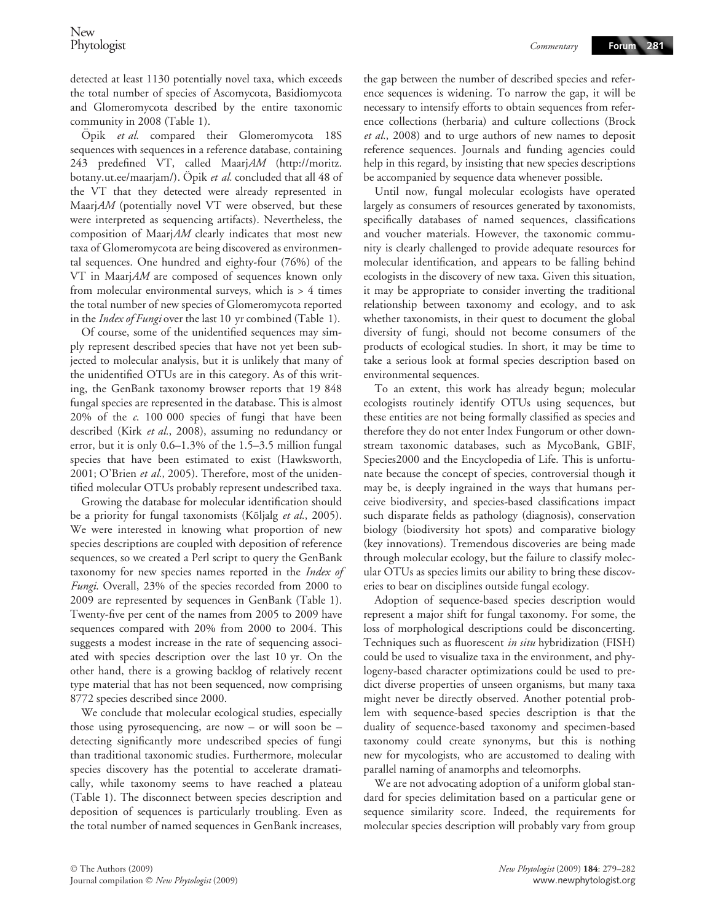detected at least 1130 potentially novel taxa, which exceeds the total number of species of Ascomycota, Basidiomycota and Glomeromycota described by the entire taxonomic community in 2008 (Table 1).

Öpik *et al.* compared their Glomeromycota 18S sequences with sequences in a reference database, containing 243 predefined VT, called Maarj*AM* (http://moritz.botany.ut.ee/maarjam/). Öpik *et al.* concluded that all 48 of the VT that they detected were already represented in Maarj*AM* (potentially novel VT were observed, but these were interpreted as sequencing artifacts). Nevertheless, the composition of Maarj*AM* clearly indicates that most new taxa of Glomeromycota are being discovered as environmental sequences. One hundred and eighty-four (76%) of the VT in Maarj*AM* are composed of sequences known only from molecular environmental surveys, which is > 4 times the total number of new species of Glomeromycota reported in the *Index of Fungi* over the last 10 yr combined (Table 1).

Of course, some of the unidentified sequences may simply represent described species that have not yet been subjected to molecular analysis, but it is unlikely that many of the unidentified OTUs are in this category. As of this writing, the GenBank taxonomy browser reports that 19 848 fungal species are represented in the database. This is almost 20% of the *c.* 100 000 species of fungi that have been described (Kirk *et al.*, 2008), assuming no redundancy or error, but it is only 0.6–1.3% of the 1.5–3.5 million fungal species that have been estimated to exist (Hawksworth, 2001; O'Brien *et al.*, 2005). Therefore, most of the unidentified molecular OTUs probably represent undescribed taxa.

Growing the database for molecular identification should be a priority for fungal taxonomists (Kõljalg *et al.*, 2005). We were interested in knowing what proportion of new species descriptions are coupled with deposition of reference sequences, so we created a Perl script to query the GenBank taxonomy for new species names reported in the *Index of Fungi*. Overall, 23% of the species recorded from 2000 to 2009 are represented by sequences in GenBank (Table 1). Twenty-five per cent of the names from 2005 to 2009 have sequences compared with 20% from 2000 to 2004. This suggests a modest increase in the rate of sequencing associated with species description over the last 10 yr. On the other hand, there is a growing backlog of relatively recent type material that has not been sequenced, now comprising 8772 species described since 2000.

We conclude that molecular ecological studies, especially those using pyrosequencing, are now – or will soon be – detecting significantly more undescribed species of fungi than traditional taxonomic studies. Furthermore, molecular species discovery has the potential to accelerate dramatically, while taxonomy seems to have reached a plateau (Table 1). The disconnect between species description and deposition of sequences is particularly troubling. Even as the total number of named sequences in GenBank increases, the gap between the number of described species and reference sequences is widening. To narrow the gap, it will be necessary to intensify efforts to obtain sequences from reference collections (herbaria) and culture collections (Brock *et al.*, 2008) and to urge authors of new names to deposit reference sequences. Journals and funding agencies could help in this regard, by insisting that new species descriptions be accompanied by sequence data whenever possible.

Until now, fungal molecular ecologists have operated largely as consumers of resources generated by taxonomists, specifically databases of named sequences, classifications and voucher materials. However, the taxonomic community is clearly challenged to provide adequate resources for molecular identification, and appears to be falling behind ecologists in the discovery of new taxa. Given this situation, it may be appropriate to consider inverting the traditional relationship between taxonomy and ecology, and to ask whether taxonomists, in their quest to document the global diversity of fungi, should not become consumers of the products of ecological studies. In short, it may be time to take a serious look at formal species description based on environmental sequences.

To an extent, this work has already begun; molecular ecologists routinely identify OTUs using sequences, but these entities are not being formally classified as species and therefore they do not enter Index Fungorum or other downstream taxonomic databases, such as MycoBank, GBIF, Species2000 and the Encyclopedia of Life. This is unfortunate because the concept of species, controversial though it may be, is deeply ingrained in the ways that humans perceive biodiversity, and species-based classifications impact such disparate fields as pathology (diagnosis), conservation biology (biodiversity hot spots) and comparative biology (key innovations). Tremendous discoveries are being made through molecular ecology, but the failure to classify molecular OTUs as species limits our ability to bring these discoveries to bear on disciplines outside fungal ecology.

Adoption of sequence-based species description would represent a major shift for fungal taxonomy. For some, the loss of morphological descriptions could be disconcerting. Techniques such as fluorescent *in situ* hybridization (FISH) could be used to visualize taxa in the environment, and phylogeny-based character optimizations could be used to predict diverse properties of unseen organisms, but many taxa might never be directly observed. Another potential problem with sequence-based species description is that the duality of sequence-based taxonomy and specimen-based taxonomy could create synonyms, but this is nothing new for mycologists, who are accustomed to dealing with parallel naming of anamorphs and teleomorphs.

We are not advocating adoption of a uniform global standard for species delimitation based on a particular gene or sequence similarity score. Indeed, the requirements for molecular species description will probably vary from group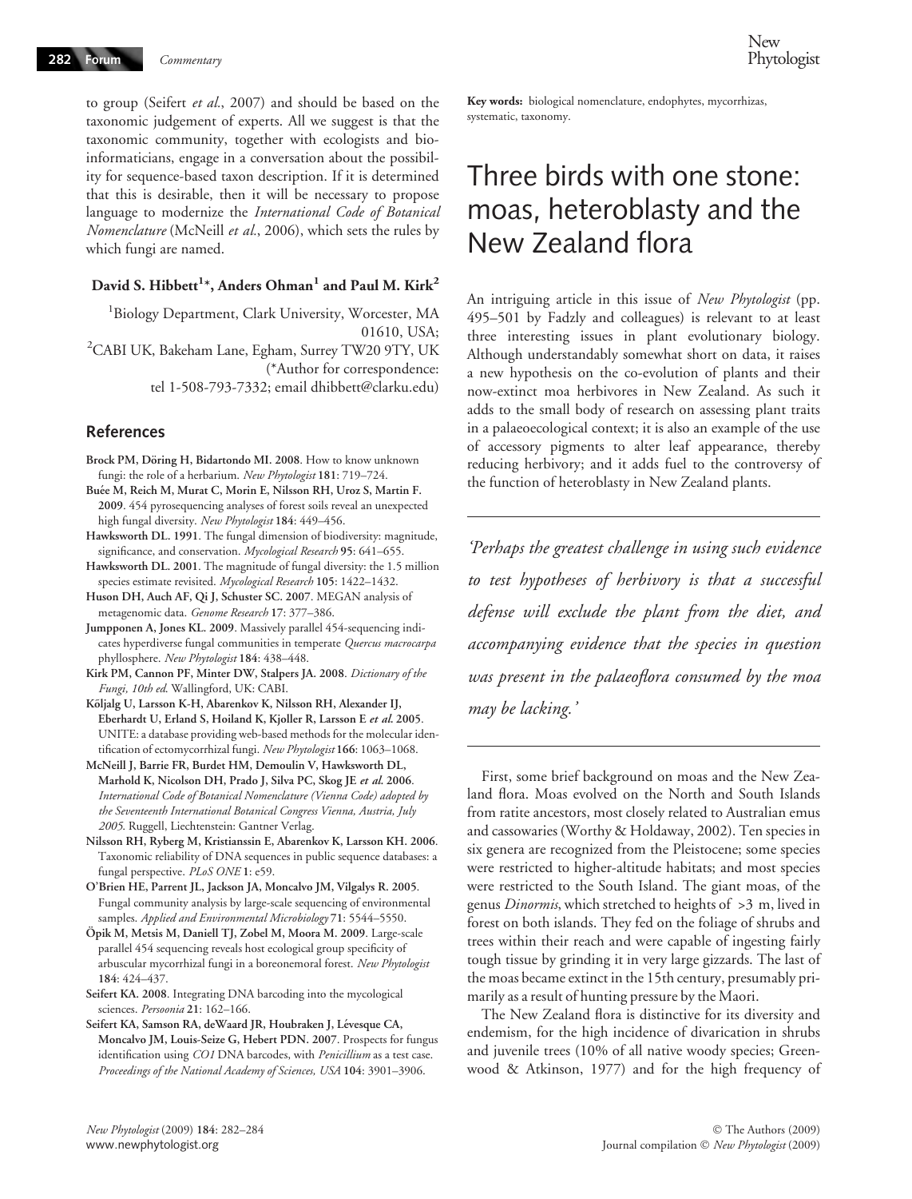to group (Seifert *et al.*, 2007) and should be based on the taxonomic judgement of experts. All we suggest is that the taxonomic community, together with ecologists and bioinformaticians, engage in a conversation about the possibility for sequence-based taxon description. If it is determined that this is desirable, then it will be necessary to propose language to modernize the *International Code of Botanical Nomenclature* (McNeill *et al.*, 2006), which sets the rules by which fungi are named.

**David S. Hibbett[1]\*, Anders Ohman[1] and Paul M. Kirk[2]**

[1]Biology Department, Clark University, Worcester, MA 01610, USA;
[2]CABI UK, Bakeham Lane, Egham, Surrey TW20 9TY, UK
(\*Author for correspondence:
tel 1-508-793-7332; email dhibbett@clarku.edu)

## References

**Brock PM, Döring H, Bidartondo MI. 2008.** How to know unknown fungi: the role of a herbarium. *New Phytologist* **181**: 719–724.

**Buée M, Reich M, Murat C, Morin E, Nilsson RH, Uroz S, Martin F. 2009.** 454 pyrosequencing analyses of forest soils reveal an unexpected high fungal diversity. *New Phytologist* **184**: 449–456.

**Hawksworth DL. 1991.** The fungal dimension of biodiversity: magnitude, significance, and conservation. *Mycological Research* **95**: 641–655.

**Hawksworth DL. 2001.** The magnitude of fungal diversity: the 1.5 million species estimate revisited. *Mycological Research* **105**: 1422–1432.

**Huson DH, Auch AF, Qi J, Schuster SC. 2007.** MEGAN analysis of metagenomic data. *Genome Research* **17**: 377–386.

**Jumpponen A, Jones KL. 2009.** Massively parallel 454-sequencing indicates hyperdiverse fungal communities in temperate *Quercus macrocarpa* phyllosphere. *New Phytologist* **184**: 438–448.

**Kirk PM, Cannon PF, Minter DW, Stalpers JA. 2008.** *Dictionary of the Fungi, 10th ed.* Wallingford, UK: CABI.

**Kõljalg U, Larsson K-H, Abarenkov K, Nilsson RH, Alexander IJ, Eberhardt U, Erland S, Hoiland K, Kjoller R, Larsson E *et al.* 2005.** UNITE: a database providing web-based methods for the molecular identification of ectomycorrhizal fungi. *New Phytologist* **166**: 1063–1068.

**McNeill J, Barrie FR, Burdet HM, Demoulin V, Hawksworth DL, Marhold K, Nicolson DH, Prado J, Silva PC, Skog JE *et al.* 2006.** *International Code of Botanical Nomenclature (Vienna Code) adopted by the Seventeenth International Botanical Congress Vienna, Austria, July 2005.* Ruggell, Liechtenstein: Gantner Verlag.

**Nilsson RH, Ryberg M, Kristianssin E, Abarenkov K, Larsson KH. 2006.** Taxonomic reliability of DNA sequences in public sequence databases: a fungal perspective. *PLoS ONE* **1**: e59.

**O'Brien HE, Parrent JL, Jackson JA, Moncalvo JM, Vilgalys R. 2005.** Fungal community analysis by large-scale sequencing of environmental samples. *Applied and Environmental Microbiology* **71**: 5544–5550.

**Öpik M, Metsis M, Daniell TJ, Zobel M, Moora M. 2009.** Large-scale parallel 454 sequencing reveals host ecological group specificity of arbuscular mycorrhizal fungi in a boreonemoral forest. *New Phytologist* **184**: 424–437.

**Seifert KA. 2008.** Integrating DNA barcoding into the mycological sciences. *Persoonia* **21**: 162–166.

**Seifert KA, Samson RA, deWaard JR, Houbraken J, Lévesque CA, Moncalvo JM, Louis-Seize G, Hebert PDN. 2007.** Prospects for fungus identification using *CO1* DNA barcodes, with *Penicillium* as a test case. *Proceedings of the National Academy of Sciences, USA* **104**: 3901–3906.

**Key words:** biological nomenclature, endophytes, mycorrhizas, systematic, taxonomy.

# Three birds with one stone: moas, heteroblasty and the New Zealand flora

An intriguing article in this issue of *New Phytologist* (pp. 495–501 by Fadzly and colleagues) is relevant to at least three interesting issues in plant evolutionary biology. Although understandably somewhat short on data, it raises a new hypothesis on the co-evolution of plants and their now-extinct moa herbivores in New Zealand. As such it adds to the small body of research on assessing plant traits in a palaeoecological context; it is also an example of the use of accessory pigments to alter leaf appearance, thereby reducing herbivory; and it adds fuel to the controversy of the function of heteroblasty in New Zealand plants.

> *'Perhaps the greatest challenge in using such evidence to test hypotheses of herbivory is that a successful defense will exclude the plant from the diet, and accompanying evidence that the species in question was present in the palaeoflora consumed by the moa may be lacking.'*

First, some brief background on moas and the New Zealand flora. Moas evolved on the North and South Islands from ratite ancestors, most closely related to Australian emus and cassowaries (Worthy & Holdaway, 2002). Ten species in six genera are recognized from the Pleistocene; some species were restricted to higher-altitude habitats; and most species were restricted to the South Island. The giant moas, of the genus *Dinormis*, which stretched to heights of > 3 m, lived in forest on both islands. They fed on the foliage of shrubs and trees within their reach and were capable of ingesting fairly tough tissue by grinding it in very large gizzards. The last of the moas became extinct in the 15th century, presumably primarily as a result of hunting pressure by the Maori.

The New Zealand flora is distinctive for its diversity and endemism, for the high incidence of divarication in shrubs and juvenile trees (10% of all native woody species; Greenwood & Atkinson, 1977) and for the high frequency of